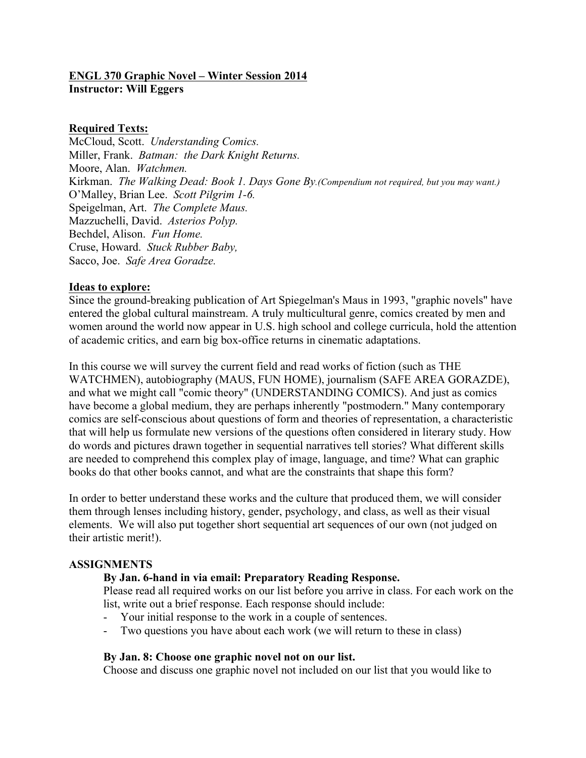**ENGL 370 Graphic Novel – Winter Session 2014**
**Instructor: Will Eggers**

**Required Texts:**

McCloud, Scott. *Understanding Comics.*
Miller, Frank. *Batman: the Dark Knight Returns.*
Moore, Alan. *Watchmen.*
Kirkman. *The Walking Dead: Book 1. Days Gone By.(Compendium not required, but you may want.)*
O'Malley, Brian Lee. *Scott Pilgrim 1-6.*
Speigelman, Art. *The Complete Maus.*
Mazzuchelli, David. *Asterios Polyp.*
Bechdel, Alison. *Fun Home.*
Cruse, Howard. *Stuck Rubber Baby,*
Sacco, Joe. *Safe Area Goradze.*

**Ideas to explore:**

Since the ground-breaking publication of Art Spiegelman's Maus in 1993, "graphic novels" have entered the global cultural mainstream. A truly multicultural genre, comics created by men and women around the world now appear in U.S. high school and college curricula, hold the attention of academic critics, and earn big box-office returns in cinematic adaptations.

In this course we will survey the current field and read works of fiction (such as THE WATCHMEN), autobiography (MAUS, FUN HOME), journalism (SAFE AREA GORAZDE), and what we might call "comic theory" (UNDERSTANDING COMICS). And just as comics have become a global medium, they are perhaps inherently "postmodern." Many contemporary comics are self-conscious about questions of form and theories of representation, a characteristic that will help us formulate new versions of the questions often considered in literary study. How do words and pictures drawn together in sequential narratives tell stories? What different skills are needed to comprehend this complex play of image, language, and time? What can graphic books do that other books cannot, and what are the constraints that shape this form?

In order to better understand these works and the culture that produced them, we will consider them through lenses including history, gender, psychology, and class, as well as their visual elements. We will also put together short sequential art sequences of our own (not judged on their artistic merit!).

**ASSIGNMENTS**

**By Jan. 6-hand in via email: Preparatory Reading Response.**

Please read all required works on our list before you arrive in class. For each work on the list, write out a brief response. Each response should include:

- Your initial response to the work in a couple of sentences.
- Two questions you have about each work (we will return to these in class)

**By Jan. 8: Choose one graphic novel not on our list.**

Choose and discuss one graphic novel not included on our list that you would like to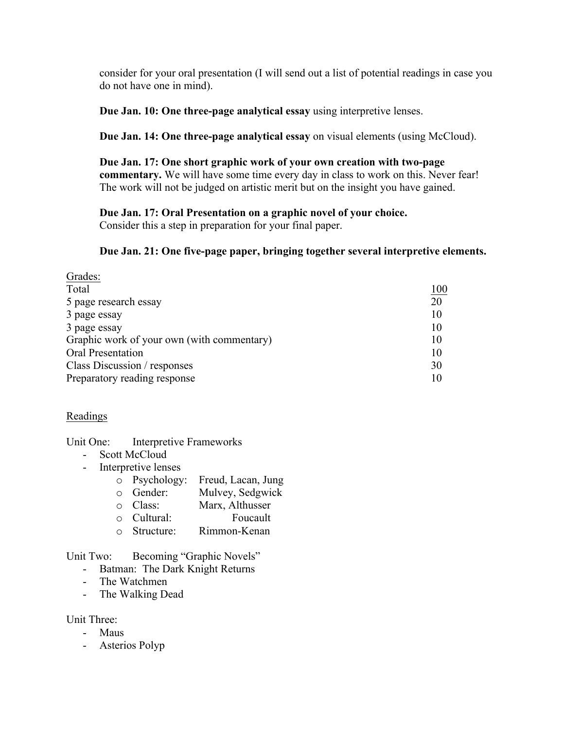consider for your oral presentation (I will send out a list of potential readings in case you do not have one in mind).

**Due Jan. 10: One three-page analytical essay** using interpretive lenses.

**Due Jan. 14: One three-page analytical essay** on visual elements (using McCloud).

**Due Jan. 17: One short graphic work of your own creation with two-page commentary.** We will have some time every day in class to work on this. Never fear! The work will not be judged on artistic merit but on the insight you have gained.

**Due Jan. 17: Oral Presentation on a graphic novel of your choice.**
Consider this a step in preparation for your final paper.

**Due Jan. 21: One five-page paper, bringing together several interpretive elements.**

<u>Grades:</u>

| Total | <u>100</u> |
|---|---|
| 5 page research essay | 20 |
| 3 page essay | 10 |
| 3 page essay | 10 |
| Graphic work of your own (with commentary) | 10 |
| Oral Presentation | 10 |
| Class Discussion / responses | 30 |
| Preparatory reading response | 10 |

<u>Readings</u>

Unit One: Interpretive Frameworks

- Scott McCloud
- Interpretive lenses
  - Psychology: Freud, Lacan, Jung
  - Gender: Mulvey, Sedgwick
  - Class: Marx, Althusser
  - Cultural: Foucault
  - Structure: Rimmon-Kenan

Unit Two: Becoming "Graphic Novels"

- Batman: The Dark Knight Returns
- The Watchmen
- The Walking Dead

Unit Three:

- Maus
- Asterios Polyp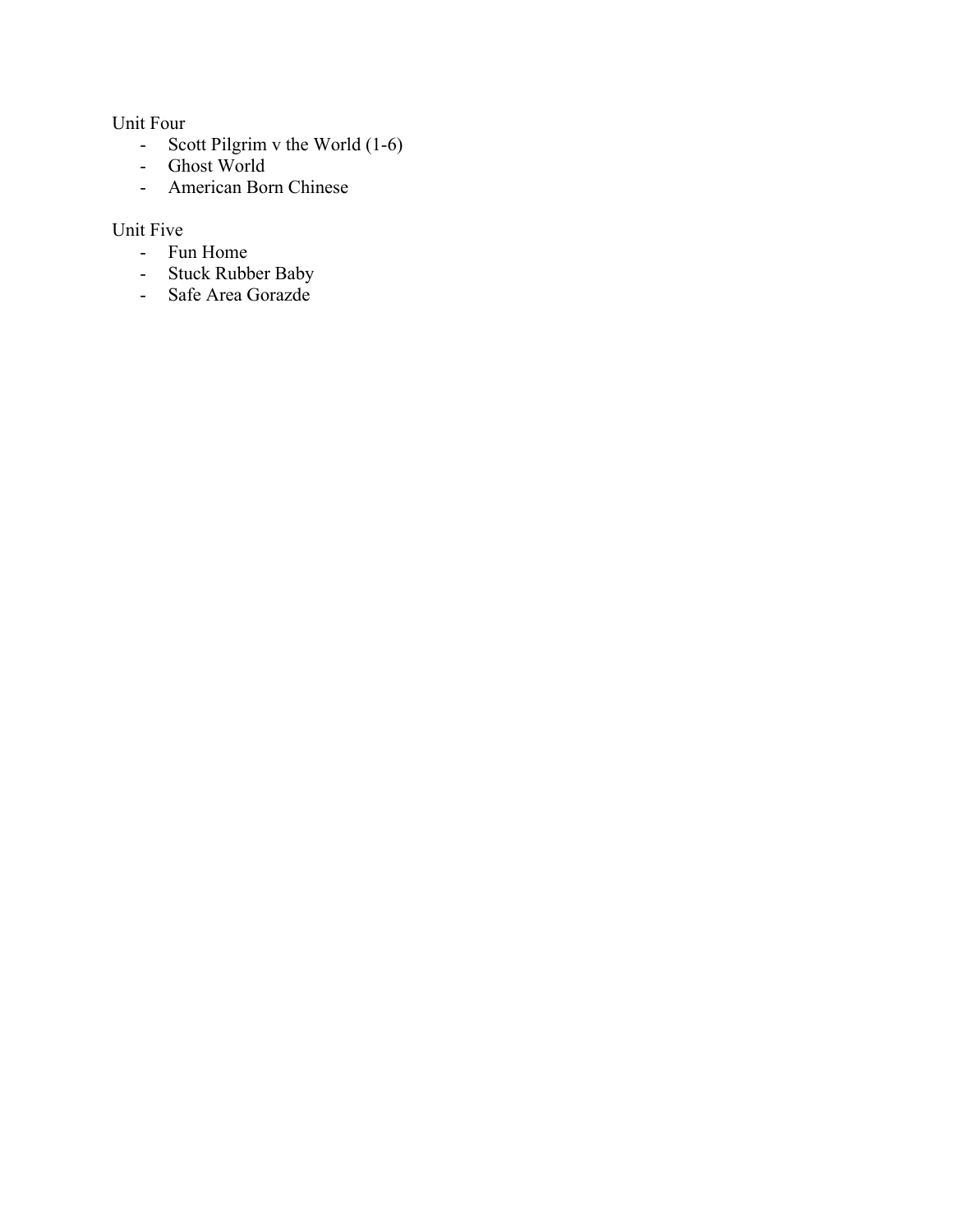Unit Four

- Scott Pilgrim v the World (1-6)
- Ghost World
- American Born Chinese

Unit Five

- Fun Home
- Stuck Rubber Baby
- Safe Area Gorazde